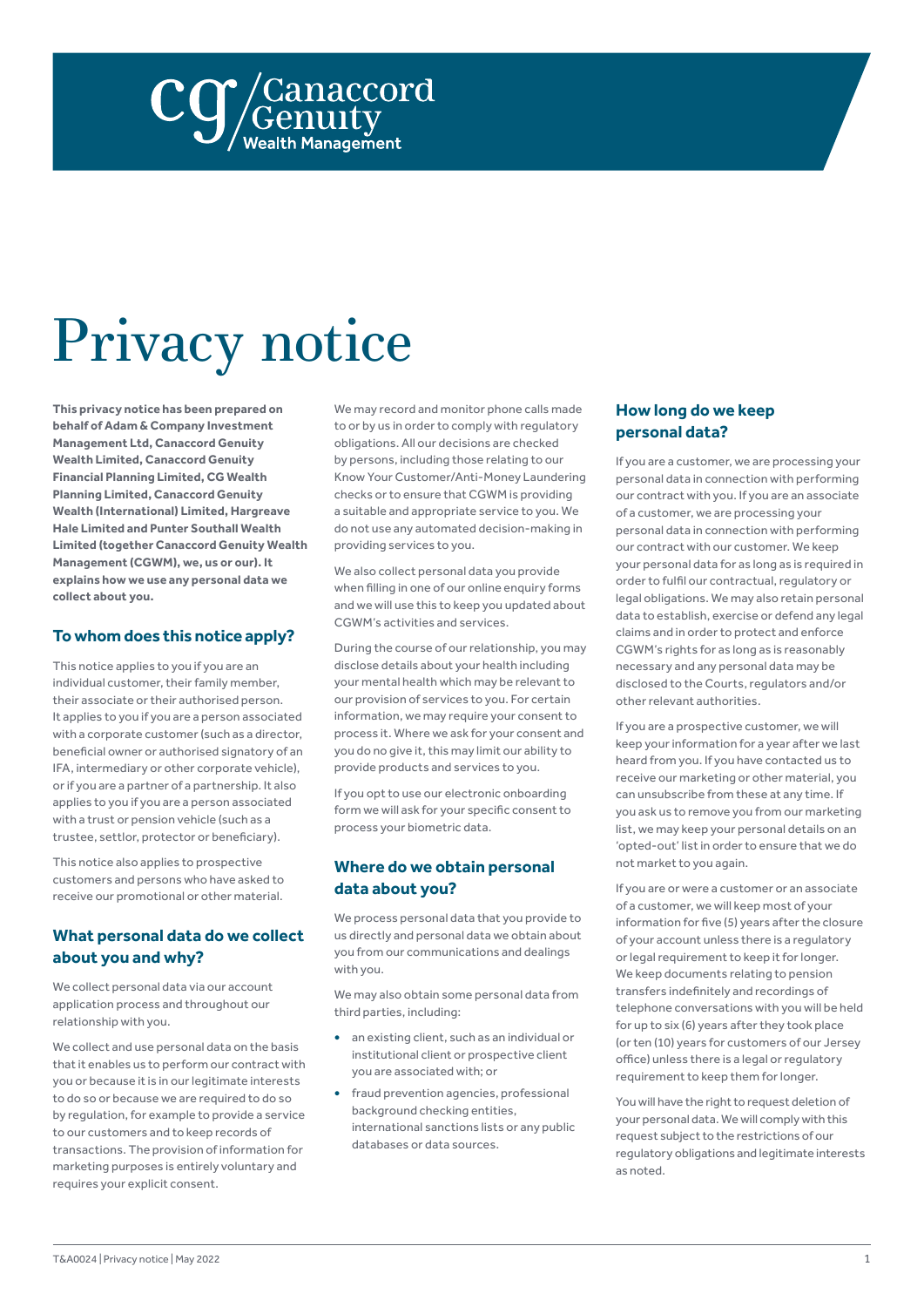# Privacy notice

**This privacy notice has been prepared on behalf of Adam & Company Investment Management Ltd, Canaccord Genuity Wealth Limited, Canaccord Genuity Financial Planning Limited, CG Wealth Planning Limited, Canaccord Genuity Wealth (International) Limited, Hargreave Hale Limited and Punter Southall Wealth Limited (together Canaccord Genuity Wealth Management (CGWM), we, us or our). It explains how we use any personal data we collect about you.**

## To whom does this notice apply?

This notice applies to you if you are an individual customer, their family member, their associate or their authorised person. It applies to you if you are a person associated with a corporate customer (such as a director, beneficial owner or authorised signatory of an IFA, intermediary or other corporate vehicle), or if you are a partner of a partnership. It also applies to you if you are a person associated with a trust or pension vehicle (such as a trustee, settlor, protector or beneficiary).

This notice also applies to prospective customers and persons who have asked to receive our promotional or other material.

## What personal data do we collect about you and why?

We collect personal data via our account application process and throughout our relationship with you.

We collect and use personal data on the basis that it enables us to perform our contract with you or because it is in our legitimate interests to do so or because we are required to do so by regulation, for example to provide a service to our customers and to keep records of transactions. The provision of information for marketing purposes is entirely voluntary and requires your explicit consent.

We may record and monitor phone calls made to or by us in order to comply with regulatory obligations. All our decisions are checked by persons, including those relating to our Know Your Customer/Anti-Money Laundering checks or to ensure that CGWM is providing a suitable and appropriate service to you. We do not use any automated decision-making in providing services to you.

We also collect personal data you provide when filling in one of our online enquiry forms and we will use this to keep you updated about CGWM's activities and services.

During the course of our relationship, you may disclose details about your health including your mental health which may be relevant to our provision of services to you. For certain information, we may require your consent to process it. Where we ask for your consent and you do no give it, this may limit our ability to provide products and services to you.

If you opt to use our electronic onboarding form we will ask for your specific consent to process your biometric data.

## Where do we obtain personal data about you?

We process personal data that you provide to us directly and personal data we obtain about you from our communications and dealings with you.

We may also obtain some personal data from third parties, including:

- an existing client, such as an individual or institutional client or prospective client you are associated with; or
- fraud prevention agencies, professional background checking entities, international sanctions lists or any public databases or data sources.

## How long do we keep personal data?

If you are a customer, we are processing your personal data in connection with performing our contract with you. If you are an associate of a customer, we are processing your personal data in connection with performing our contract with our customer. We keep your personal data for as long as is required in order to fulfil our contractual, regulatory or legal obligations. We may also retain personal data to establish, exercise or defend any legal claims and in order to protect and enforce CGWM's rights for as long as is reasonably necessary and any personal data may be disclosed to the Courts, regulators and/or other relevant authorities.

If you are a prospective customer, we will keep your information for a year after we last heard from you. If you have contacted us to receive our marketing or other material, you can unsubscribe from these at any time. If you ask us to remove you from our marketing list, we may keep your personal details on an 'opted-out' list in order to ensure that we do not market to you again.

If you are or were a customer or an associate of a customer, we will keep most of your information for five (5) years after the closure of your account unless there is a regulatory or legal requirement to keep it for longer. We keep documents relating to pension transfers indefinitely and recordings of telephone conversations with you will be held for up to six (6) years after they took place (or ten (10) years for customers of our Jersey office) unless there is a legal or regulatory requirement to keep them for longer.

You will have the right to request deletion of your personal data. We will comply with this request subject to the restrictions of our regulatory obligations and legitimate interests as noted.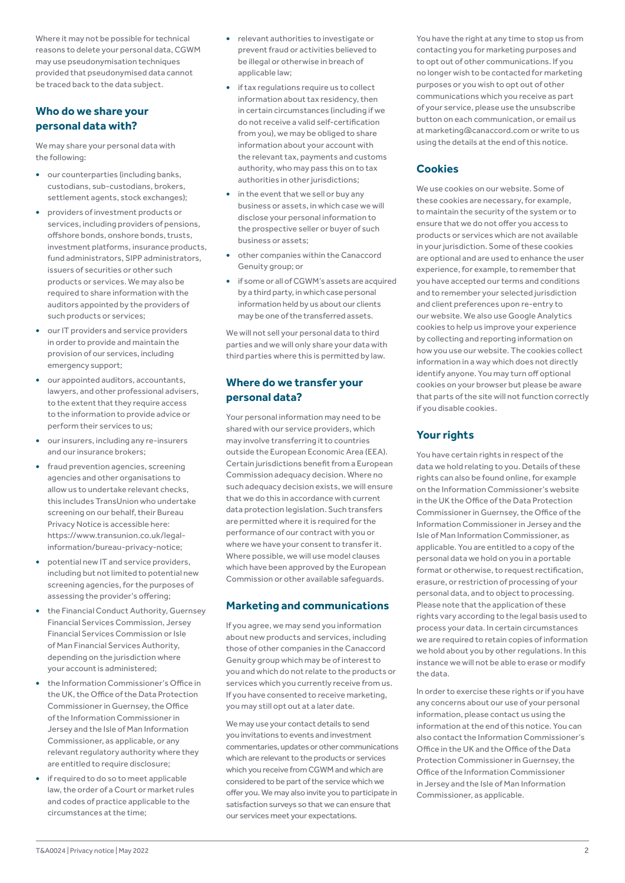Where it may not be possible for technical reasons to delete your personal data, CGWM may use pseudonymisation techniques provided that pseudonymised data cannot be traced back to the data subject.

## Who do we share your personal data with?

We may share your personal data with the following:

- our counterparties (including banks, custodians, sub-custodians, brokers, settlement agents, stock exchanges);
- providers of investment products or services, including providers of pensions, offshore bonds, onshore bonds, trusts, investment platforms, insurance products, fund administrators, SIPP administrators, issuers of securities or other such products or services. We may also be required to share information with the auditors appointed by the providers of such products or services;
- our IT providers and service providers in order to provide and maintain the provision of our services, including emergency support;
- our appointed auditors, accountants, lawyers, and other professional advisers, to the extent that they require access to the information to provide advice or perform their services to us;
- our insurers, including any re-insurers and our insurance brokers;
- fraud prevention agencies, screening agencies and other organisations to allow us to undertake relevant checks, this includes TransUnion who undertake screening on our behalf, their Bureau Privacy Notice is accessible here: https://www.transunion.co.uk/legal-information/bureau-privacy-notice;
- potential new IT and service providers, including but not limited to potential new screening agencies, for the purposes of assessing the provider's offering;
- the Financial Conduct Authority, Guernsey Financial Services Commission, Jersey Financial Services Commission or Isle of Man Financial Services Authority, depending on the jurisdiction where your account is administered;
- the Information Commissioner's Office in the UK, the Office of the Data Protection Commissioner in Guernsey, the Office of the Information Commissioner in Jersey and the Isle of Man Information Commissioner, as applicable, or any relevant regulatory authority where they are entitled to require disclosure;
- if required to do so to meet applicable law, the order of a Court or market rules and codes of practice applicable to the circumstances at the time;
- relevant authorities to investigate or prevent fraud or activities believed to be illegal or otherwise in breach of applicable law;
- if tax regulations require us to collect information about tax residency, then in certain circumstances (including if we do not receive a valid self-certification from you), we may be obliged to share information about your account with the relevant tax, payments and customs authority, who may pass this on to tax authorities in other jurisdictions;
- in the event that we sell or buy any business or assets, in which case we will disclose your personal information to the prospective seller or buyer of such business or assets;
- other companies within the Canaccord Genuity group; or
- if some or all of CGWM's assets are acquired by a third party, in which case personal information held by us about our clients may be one of the transferred assets.

We will not sell your personal data to third parties and we will only share your data with third parties where this is permitted by law.

## Where do we transfer your personal data?

Your personal information may need to be shared with our service providers, which may involve transferring it to countries outside the European Economic Area (EEA). Certain jurisdictions benefit from a European Commission adequacy decision. Where no such adequacy decision exists, we will ensure that we do this in accordance with current data protection legislation. Such transfers are permitted where it is required for the performance of our contract with you or where we have your consent to transfer it. Where possible, we will use model clauses which have been approved by the European Commission or other available safeguards.

## Marketing and communications

If you agree, we may send you information about new products and services, including those of other companies in the Canaccord Genuity group which may be of interest to you and which do not relate to the products or services which you currently receive from us. If you have consented to receive marketing, you may still opt out at a later date.

We may use your contact details to send you invitations to events and investment commentaries, updates or other communications which are relevant to the products or services which you receive from CGWM and which are considered to be part of the service which we offer you. We may also invite you to participate in satisfaction surveys so that we can ensure that our services meet your expectations.

You have the right at any time to stop us from contacting you for marketing purposes and to opt out of other communications. If you no longer wish to be contacted for marketing purposes or you wish to opt out of other communications which you receive as part of your service, please use the unsubscribe button on each communication, or email us at marketing@canaccord.com or write to us using the details at the end of this notice.

## Cookies

We use cookies on our website. Some of these cookies are necessary, for example, to maintain the security of the system or to ensure that we do not offer you access to products or services which are not available in your jurisdiction. Some of these cookies are optional and are used to enhance the user experience, for example, to remember that you have accepted our terms and conditions and to remember your selected jurisdiction and client preferences upon re-entry to our website. We also use Google Analytics cookies to help us improve your experience by collecting and reporting information on how you use our website. The cookies collect information in a way which does not directly identify anyone. You may turn off optional cookies on your browser but please be aware that parts of the site will not function correctly if you disable cookies.

## Your rights

You have certain rights in respect of the data we hold relating to you. Details of these rights can also be found online, for example on the Information Commissioner's website in the UK the Office of the Data Protection Commissioner in Guernsey, the Office of the Information Commissioner in Jersey and the Isle of Man Information Commissioner, as applicable. You are entitled to a copy of the personal data we hold on you in a portable format or otherwise, to request rectification, erasure, or restriction of processing of your personal data, and to object to processing. Please note that the application of these rights vary according to the legal basis used to process your data. In certain circumstances we are required to retain copies of information we hold about you by other regulations. In this instance we will not be able to erase or modify the data.

In order to exercise these rights or if you have any concerns about our use of your personal information, please contact us using the information at the end of this notice. You can also contact the Information Commissioner's Office in the UK and the Office of the Data Protection Commissioner in Guernsey, the Office of the Information Commissioner in Jersey and the Isle of Man Information Commissioner, as applicable.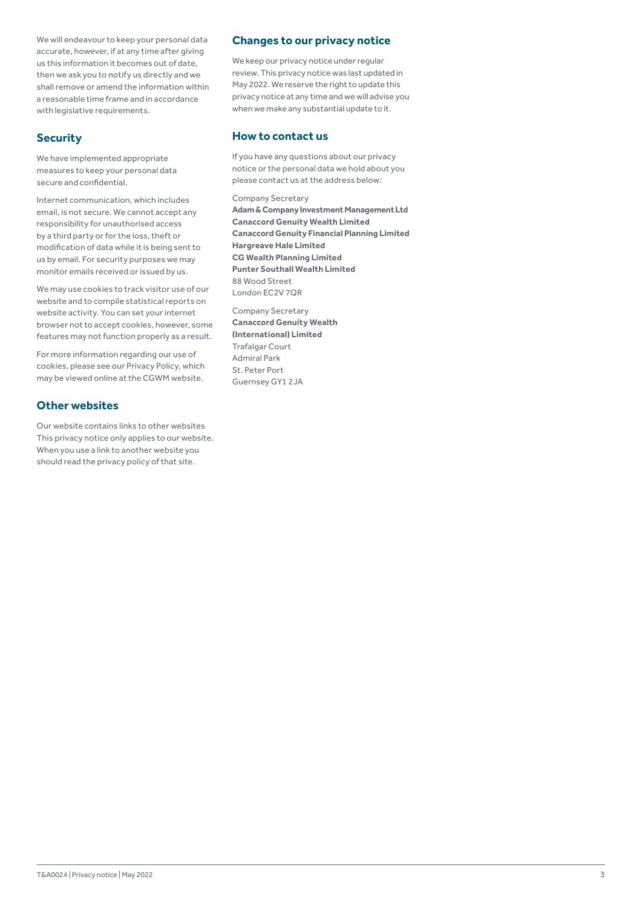We will endeavour to keep your personal data accurate, however, if at any time after giving us this information it becomes out of date, then we ask you to notify us directly and we shall remove or amend the information within a reasonable time frame and in accordance with legislative requirements.

## Security

We have implemented appropriate measures to keep your personal data secure and confidential.

Internet communication, which includes email, is not secure. We cannot accept any responsibility for unauthorised access by a third party or for the loss, theft or modification of data while it is being sent to us by email. For security purposes we may monitor emails received or issued by us.

We may use cookies to track visitor use of our website and to compile statistical reports on website activity. You can set your internet browser not to accept cookies, however, some features may not function properly as a result.

For more information regarding our use of cookies, please see our Privacy Policy, which may be viewed online at the CGWM website.

## Other websites

Our website contains links to other websites This privacy notice only applies to our website. When you use a link to another website you should read the privacy policy of that site.

## Changes to our privacy notice

We keep our privacy notice under regular review. This privacy notice was last updated in May 2022. We reserve the right to update this privacy notice at any time and we will advise you when we make any substantial update to it.

## How to contact us

If you have any questions about our privacy notice or the personal data we hold about you please contact us at the address below:

Company Secretary
**Adam & Company Investment Management Ltd**
**Canaccord Genuity Wealth Limited**
**Canaccord Genuity Financial Planning Limited**
**Hargreave Hale Limited**
**CG Wealth Planning Limited**
**Punter Southall Wealth Limited**
88 Wood Street
London EC2V 7QR

Company Secretary
**Canaccord Genuity Wealth (International) Limited**
Trafalgar Court
Admiral Park
St. Peter Port
Guernsey GY1 2JA